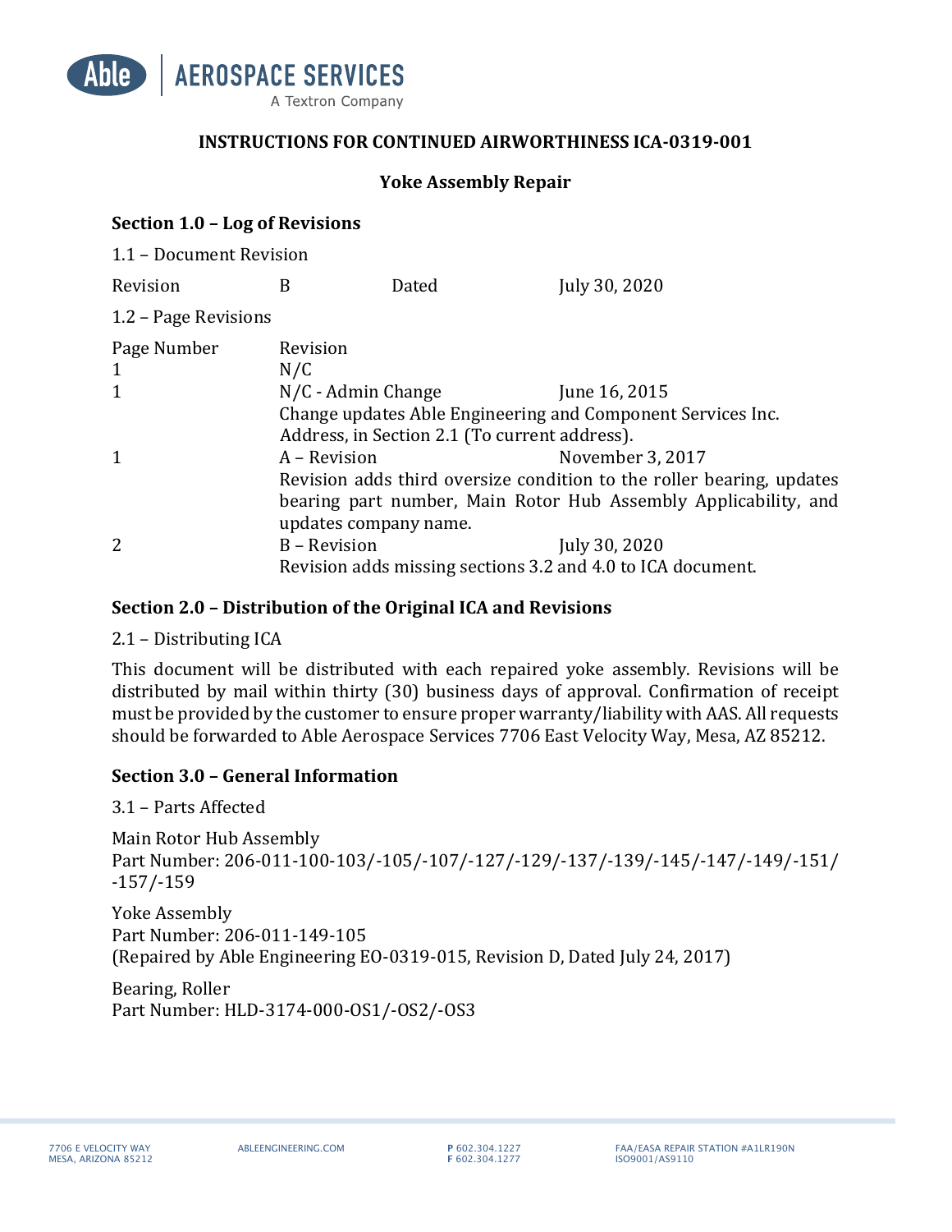# INSTRUCTIONS FOR CONTINUED AIRWORTHINESS ICA-0319-001

## Yoke Assembly Repair

### Section 1.0 – Log of Revisions

1.1 – Document Revision

| Revision | B | Dated | July 30, 2020 |
|---|---|---|---|

1.2 – Page Revisions

| Page Number | Revision | |
|---|---|---|
| 1 | N/C | |
| 1 | N/C - Admin Change | June 16, 2015 |
| | Change updates Able Engineering and Component Services Inc. Address, in Section 2.1 (To current address). | |
| 1 | A – Revision | November 3, 2017 |
| | Revision adds third oversize condition to the roller bearing, updates bearing part number, Main Rotor Hub Assembly Applicability, and updates company name. | |
| 2 | B – Revision | July 30, 2020 |
| | Revision adds missing sections 3.2 and 4.0 to ICA document. | |

### Section 2.0 – Distribution of the Original ICA and Revisions

2.1 – Distributing ICA

This document will be distributed with each repaired yoke assembly. Revisions will be distributed by mail within thirty (30) business days of approval. Confirmation of receipt must be provided by the customer to ensure proper warranty/liability with AAS. All requests should be forwarded to Able Aerospace Services 7706 East Velocity Way, Mesa, AZ 85212.

### Section 3.0 – General Information

3.1 – Parts Affected

Main Rotor Hub Assembly
Part Number: 206-011-100-103/-105/-107/-127/-129/-137/-139/-145/-147/-149/-151/-157/-159

Yoke Assembly
Part Number: 206-011-149-105
(Repaired by Able Engineering EO-0319-015, Revision D, Dated July 24, 2017)

Bearing, Roller
Part Number: HLD-3174-000-OS1/-OS2/-OS3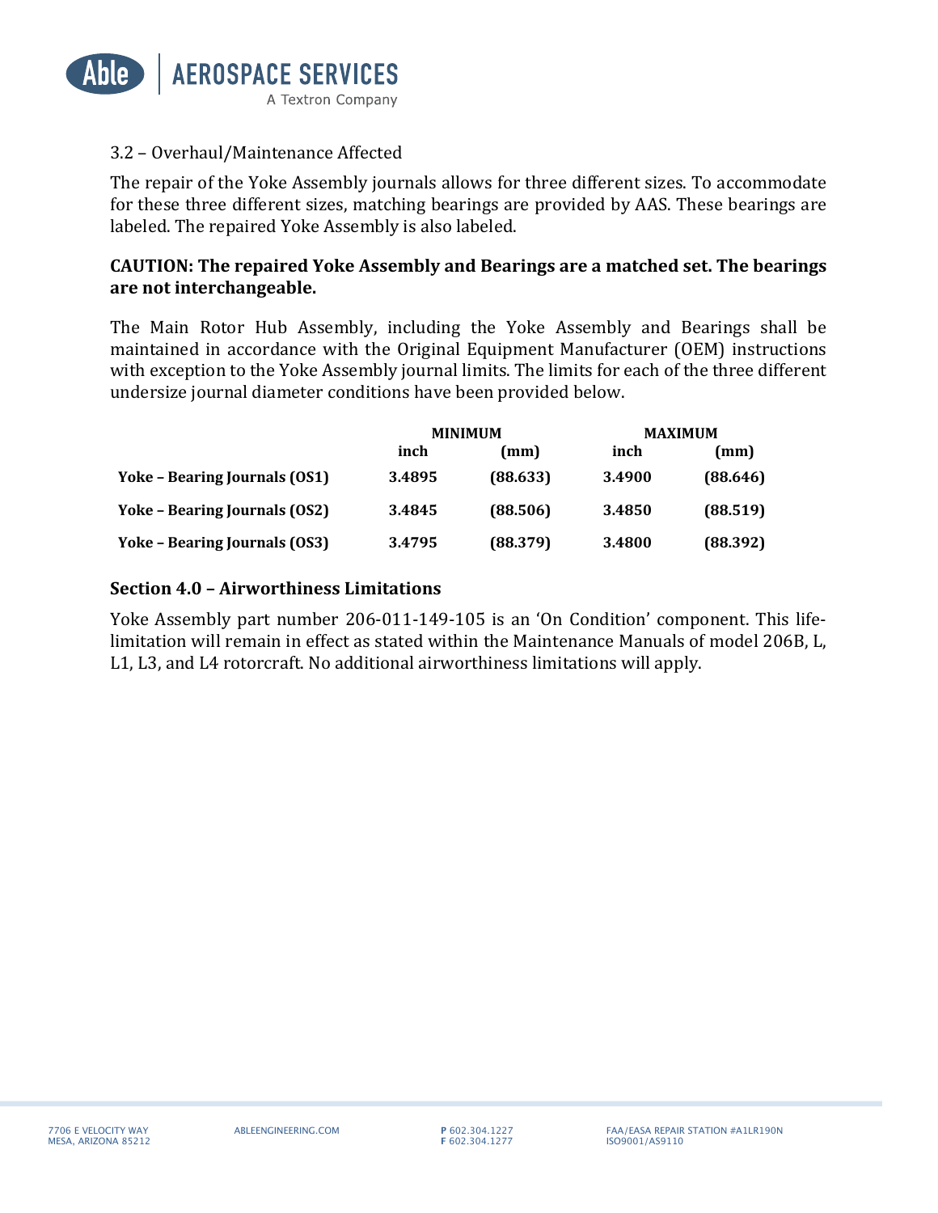3.2 – Overhaul/Maintenance Affected

The repair of the Yoke Assembly journals allows for three different sizes. To accommodate for these three different sizes, matching bearings are provided by AAS. These bearings are labeled. The repaired Yoke Assembly is also labeled.

**CAUTION: The repaired Yoke Assembly and Bearings are a matched set. The bearings are not interchangeable.**

The Main Rotor Hub Assembly, including the Yoke Assembly and Bearings shall be maintained in accordance with the Original Equipment Manufacturer (OEM) instructions with exception to the Yoke Assembly journal limits. The limits for each of the three different undersize journal diameter conditions have been provided below.

| | MINIMUM | | MAXIMUM | |
|---|---|---|---|---|
| | inch | (mm) | inch | (mm) |
| **Yoke – Bearing Journals (OS1)** | **3.4895** | **(88.633)** | **3.4900** | **(88.646)** |
| **Yoke – Bearing Journals (OS2)** | **3.4845** | **(88.506)** | **3.4850** | **(88.519)** |
| **Yoke – Bearing Journals (OS3)** | **3.4795** | **(88.379)** | **3.4800** | **(88.392)** |

## Section 4.0 – Airworthiness Limitations

Yoke Assembly part number 206-011-149-105 is an 'On Condition' component. This life-limitation will remain in effect as stated within the Maintenance Manuals of model 206B, L, L1, L3, and L4 rotorcraft. No additional airworthiness limitations will apply.